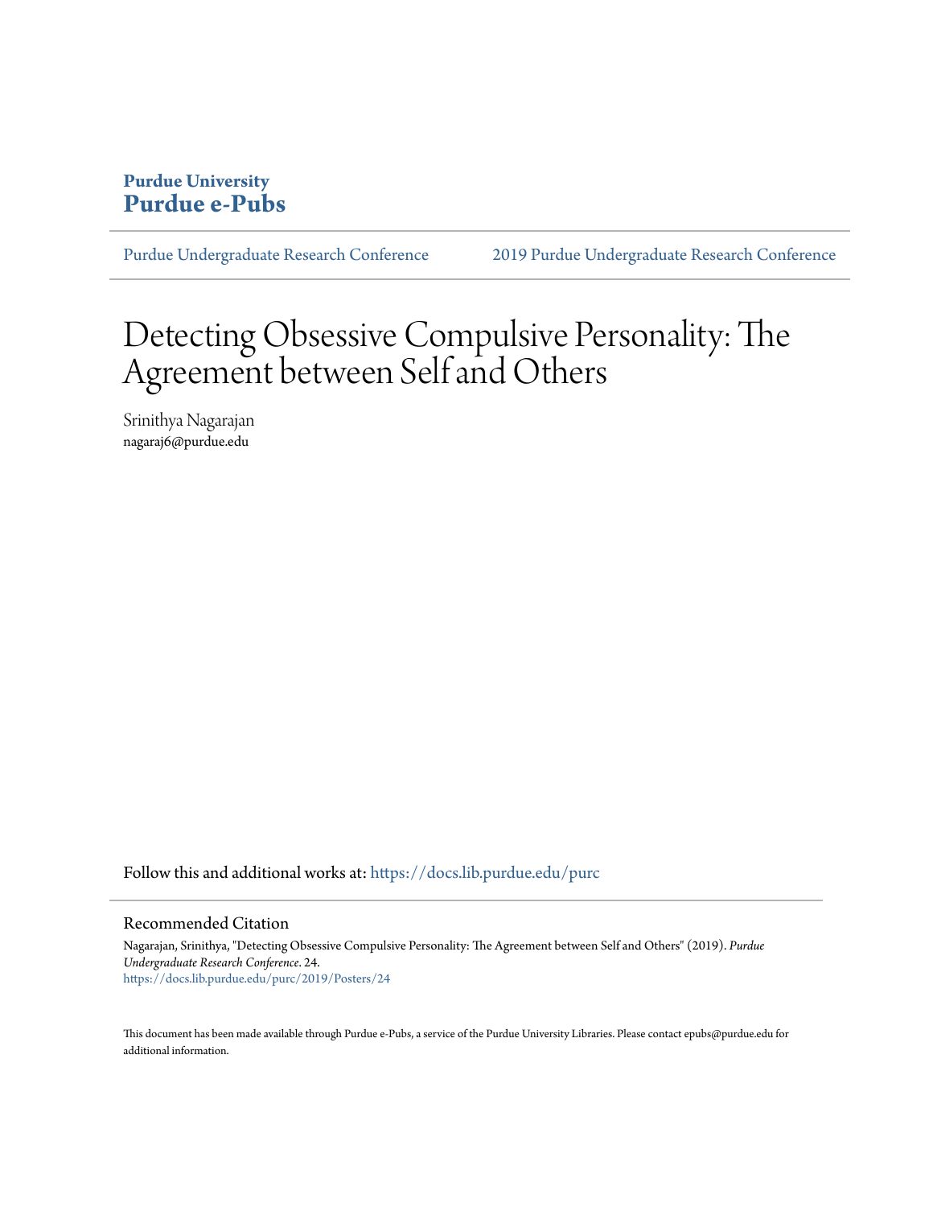Purdue University
**Purdue e-Pubs**

Purdue Undergraduate Research Conference    2019 Purdue Undergraduate Research Conference

# Detecting Obsessive Compulsive Personality: The Agreement between Self and Others

Srinithya Nagarajan
nagaraj6@purdue.edu

Follow this and additional works at: https://docs.lib.purdue.edu/purc

## Recommended Citation

Nagarajan, Srinithya, "Detecting Obsessive Compulsive Personality: The Agreement between Self and Others" (2019). *Purdue Undergraduate Research Conference*. 24.
https://docs.lib.purdue.edu/purc/2019/Posters/24

This document has been made available through Purdue e-Pubs, a service of the Purdue University Libraries. Please contact epubs@purdue.edu for additional information.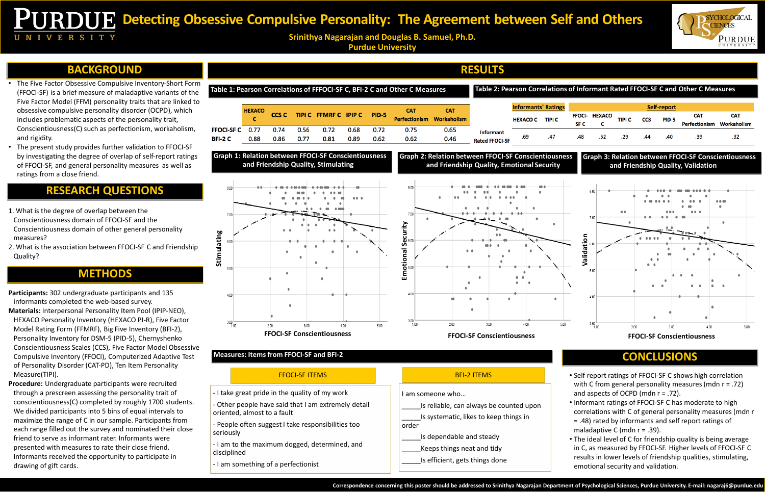# Detecting Obsessive Compulsive Personality: The Agreement between Self and Others

**Srinithya Nagarajan and Douglas B. Samuel, Ph.D.**
**Purdue University**

## BACKGROUND

- The Five Factor Obsessive Compulsive Inventory-Short Form (FFOCI-SF) is a brief measure of maladaptive variants of the Five Factor Model (FFM) personality traits that are linked to obsessive compulsive personality disorder (OCPD), which includes problematic aspects of the personality trait, Conscientiousness(C) such as perfectionism, workaholism, and rigidity.
- The present study provides further validation to FFOCI-SF by investigating the degree of overlap of self-report ratings of FFOCI-SF, and general personality measures as well as ratings from a close friend.

## RESEARCH QUESTIONS

1. What is the degree of overlap between the Conscientiousness domain of FFOCI-SF and the Conscientiousness domain of other general personality measures?
2. What is the association between FFOCI-SF C and Friendship Quality?

## METHODS

**Participants:** 302 undergraduate participants and 135 informants completed the web-based survey.

**Materials:** Interpersonal Personality Item Pool (IPIP-NEO), HEXACO Personality Inventory (HEXACO PI-R), Five Factor Model Rating Form (FFMRF), Big Five Inventory (BFI-2), Personality Inventory for DSM-5 (PID-5), Chernyshenko Conscientiousness Scales (CCS), Five Factor Model Obsessive Compulsive Inventory (FFOCI), Computerized Adaptive Test of Personality Disorder (CAT-PD), Ten Item Personality Measure(TIPI)

**Procedure:** Undergraduate participants were recruited through a prescreen assessing the personality trait of conscientiousness(C) completed by roughly 1700 students. We divided participants into 5 bins of equal intervals to maximize the range of C in our sample. Participants from each range filled out the survey and nominated their close friend to serve as informant rater. Informants were presented with measures to rate their close friend. Informants received the opportunity to participate in drawing of gift cards.

## RESULTS

**Table 1: Pearson Correlations of FFFOCI-SF C, BFI-2 C and Other C Measures**

| | HEXACO C | CCS C | TIPI C | FFMRF C | IPIP C | PID-5 | CAT Perfectionism | CAT Workaholism |
|---|---|---|---|---|---|---|---|---|
| FFOCI-SF C | 0.77 | 0.74 | 0.56 | 0.72 | 0.68 | 0.72 | 0.75 | 0.65 |
| BFI-2 C | 0.88 | 0.86 | 0.77 | 0.81 | 0.89 | 0.62 | 0.62 | 0.46 |

**Table 2: Pearson Correlations of Informant Rated FFOCI-SF C and Other C Measures**

| | Informants' Ratings | | Self-report | | | | | | | |
|---|---|---|---|---|---|---|---|---|---|---|
| | HEXACO C | TIPI C | FFOCI-SF C | HEXACO C | TIPI C | CCS | PID-5 | CAT Perfectionism | CAT Workaholism |
| Informant Rated FFOCI-SF | .69 | .47 | .48 | .52 | .29 | .44 | .40 | .39 | .32 |

**Graph 1: Relation between FFOCI-SF Conscientiousness and Friendship Quality, Stimulating**

Stimulating
FFOCI-SF Conscientiousness

**Graph 2: Relation between FFOCI-SF Conscientiousness and Friendship Quality, Emotional Security**

Emotional Security
FFOCI-SF Conscientiousness

**Graph 3: Relation between FFOCI-SF Conscientiousness and Friendship Quality, Validation**

Validation
FFOCI-SF Conscientiousness

**Measures: Items from FFOCI-SF and BFI-2**

**FFOCI-SF ITEMS**

- I take great pride in the quality of my work
- Other people have said that I am extremely detail oriented, almost to a fault
- People often suggest I take responsibilities too seriously
- I am to the maximum dogged, determined, and disciplined
- I am something of a perfectionist

**BFI-2 ITEMS**

I am someone who…

_____Is reliable, can always be counted upon
_____Is systematic, likes to keep things in order
_____Is dependable and steady
_____Keeps things neat and tidy
_____Is efficient, gets things done

## CONCLUSIONS

- Self report ratings of FFOCI-SF C shows high correlation with C from general personality measures (mdn r = .72) and aspects of OCPD (mdn r = .72).
- Informant ratings of FFOCI-SF C has moderate to high correlations with C of general personality measures (mdn r = .48) rated by informants and self report ratings of maladaptive C (mdn r = .39).
- The ideal level of C for friendship quality is being average in C, as measured by FFOCI-SF. Higher levels of FFOCI-SF C results in lower levels of friendship qualities, stimulating, emotional security and validation.

Correspondence concerning this poster should be addressed to Srinithya Nagarajan Department of Psychological Sciences, Purdue University. E-mail: nagaraj6@purdue.edu